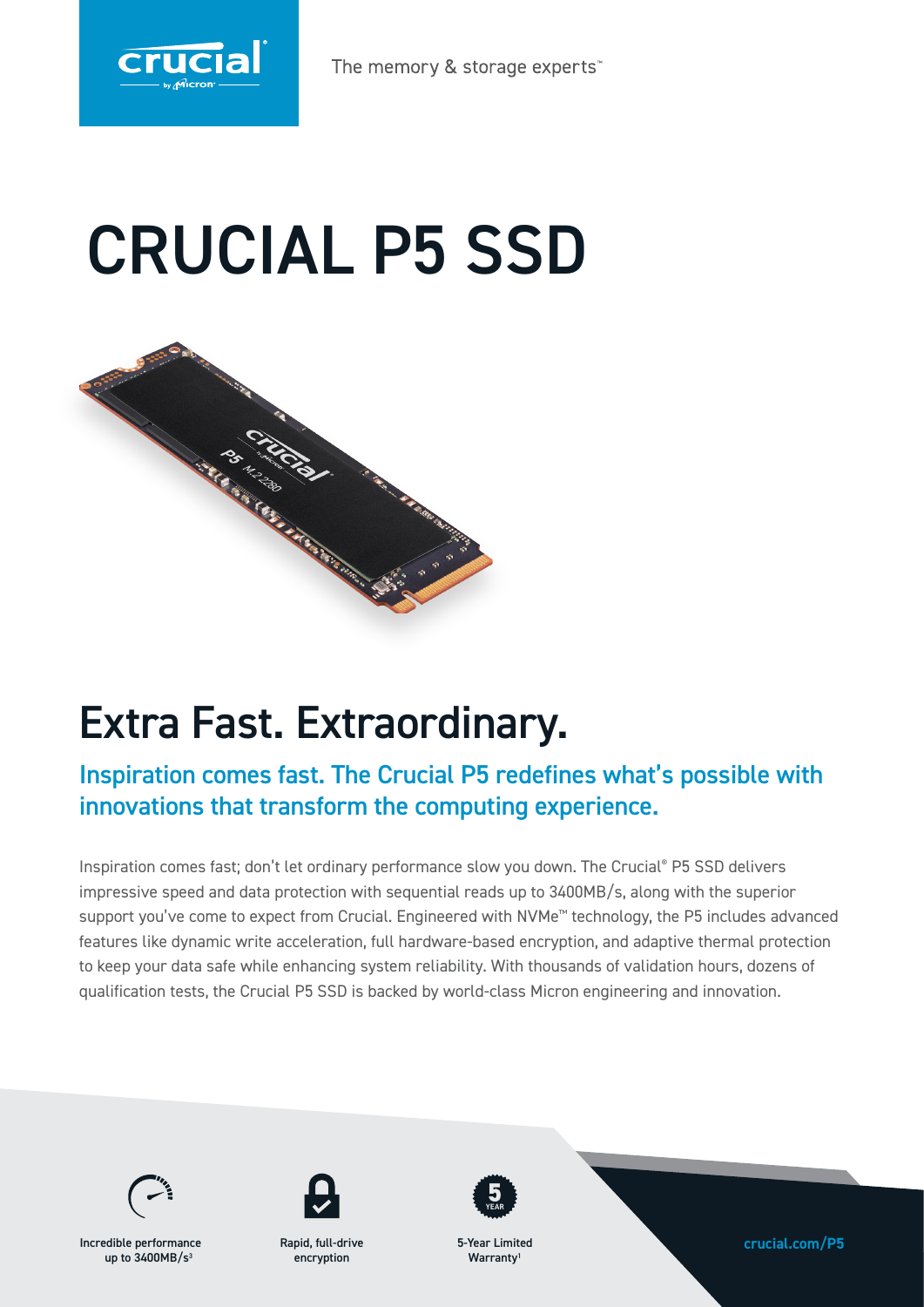crucial

The memory & storage experts™

# CRUCIAL P5 SSD

## Extra Fast. Extraordinary.

### Inspiration comes fast. The Crucial P5 redefines what's possible with innovations that transform the computing experience.

Inspiration comes fast; don't let ordinary performance slow you down. The Crucial® P5 SSD delivers impressive speed and data protection with sequential reads up to 3400MB/s, along with the superior support you've come to expect from Crucial. Engineered with NVMe™ technology, the P5 includes advanced features like dynamic write acceleration, full hardware-based encryption, and adaptive thermal protection to keep your data safe while enhancing system reliability. With thousands of validation hours, dozens of qualification tests, the Crucial P5 SSD is backed by world-class Micron engineering and innovation.

Incredible performance up to 3400MB/s[3]

Rapid, full-drive encryption

5-Year Limited Warranty[1]

crucial.com/P5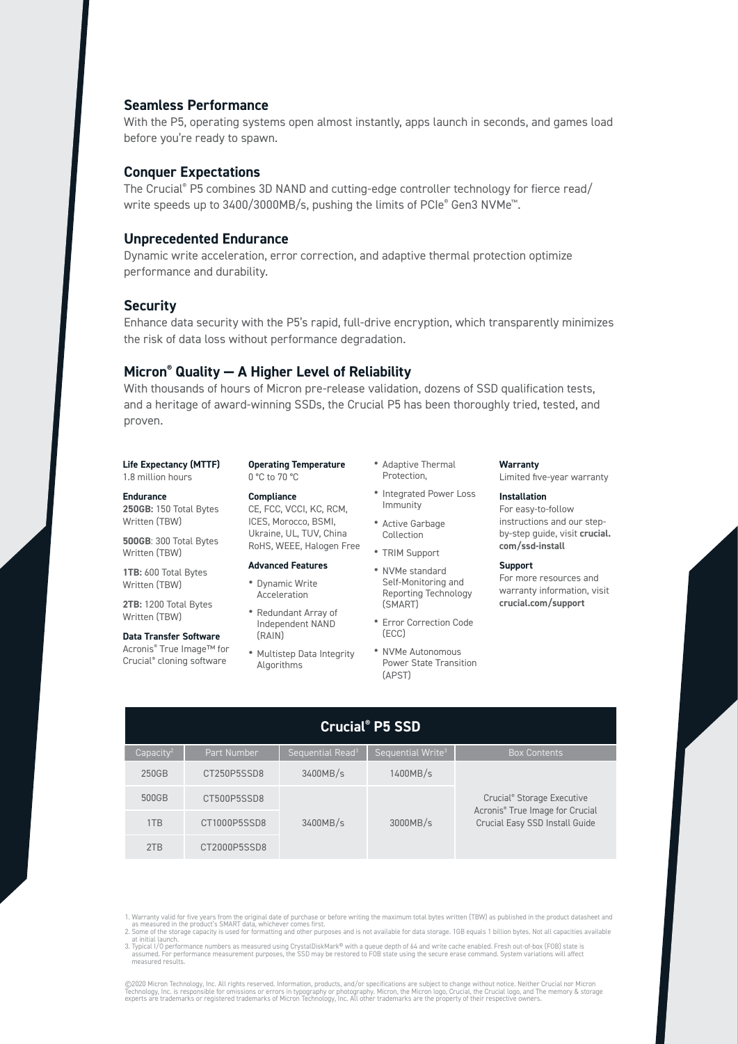## Seamless Performance

With the P5, operating systems open almost instantly, apps launch in seconds, and games load before you're ready to spawn.

## Conquer Expectations

The Crucial® P5 combines 3D NAND and cutting-edge controller technology for fierce read/write speeds up to 3400/3000MB/s, pushing the limits of PCIe® Gen3 NVMe™.

## Unprecedented Endurance

Dynamic write acceleration, error correction, and adaptive thermal protection optimize performance and durability.

## Security

Enhance data security with the P5's rapid, full-drive encryption, which transparently minimizes the risk of data loss without performance degradation.

## Micron® Quality — A Higher Level of Reliability

With thousands of hours of Micron pre-release validation, dozens of SSD qualification tests, and a heritage of award-winning SSDs, the Crucial P5 has been thoroughly tried, tested, and proven.

**Life Expectancy (MTTF)**
1.8 million hours

**Endurance**
**250GB:** 150 Total Bytes Written (TBW)

**500GB**: 300 Total Bytes Written (TBW)

**1TB:** 600 Total Bytes Written (TBW)

**2TB:** 1200 Total Bytes Written (TBW)

**Data Transfer Software**
Acronis® True Image™ for Crucial® cloning software

**Operating Temperature**
0 °C to 70 °C

**Compliance**
CE, FCC, VCCI, KC, RCM, ICES, Morocco, BSMI, Ukraine, UL, TUV, China RoHS, WEEE, Halogen Free

**Advanced Features**

- Dynamic Write Acceleration
- Redundant Array of Independent NAND (RAIN)
- Multistep Data Integrity Algorithms
- Adaptive Thermal Protection,
- Integrated Power Loss Immunity
- Active Garbage Collection
- TRIM Support
- NVMe standard Self-Monitoring and Reporting Technology (SMART)
- Error Correction Code (ECC)
- NVMe Autonomous Power State Transition (APST)

**Warranty**
Limited five-year warranty

**Installation**
For easy-to-follow instructions and our step-by-step guide, visit **crucial.com/ssd-install**

**Support**
For more resources and warranty information, visit **crucial.com/support**

**Crucial® P5 SSD**

| Capacity[2] | Part Number | Sequential Read[3] | Sequential Write[3] | Box Contents |
|---|---|---|---|---|
| 250GB | CT250P5SSD8 | 3400MB/s | 1400MB/s | Crucial® Storage Executive<br>Acronis® True Image for Crucial<br>Crucial Easy SSD Install Guide |
| 500GB | CT500P5SSD8 | 3400MB/s | 3000MB/s | |
| 1TB | CT1000P5SSD8 | | | |
| 2TB | CT2000P5SSD8 | | | |

1. Warranty valid for five years from the original date of purchase or before writing the maximum total bytes written (TBW) as published in the product datasheet and as measured in the product's SMART data, whichever comes first.
2. Some of the storage capacity is used for formatting and other purposes and is not available for data storage. 1GB equals 1 billion bytes. Not all capacities available at initial launch.
3. Typical I/O performance numbers as measured using CrystalDiskMark® with a queue depth of 64 and write cache enabled. Fresh out-of-box (FOB) state is assumed. For performance measurement purposes, the SSD may be restored to FOB state using the secure erase command. System variations will affect measured results.

©2020 Micron Technology, Inc. All rights reserved. Information, products, and/or specifications are subject to change without notice. Neither Crucial nor Micron Technology, Inc. is responsible for omissions or errors in typography or photography. Micron, the Micron logo, Crucial, the Crucial logo, and The memory & storage experts are trademarks or registered trademarks of Micron Technology, Inc. All other trademarks are the property of their respective owners.